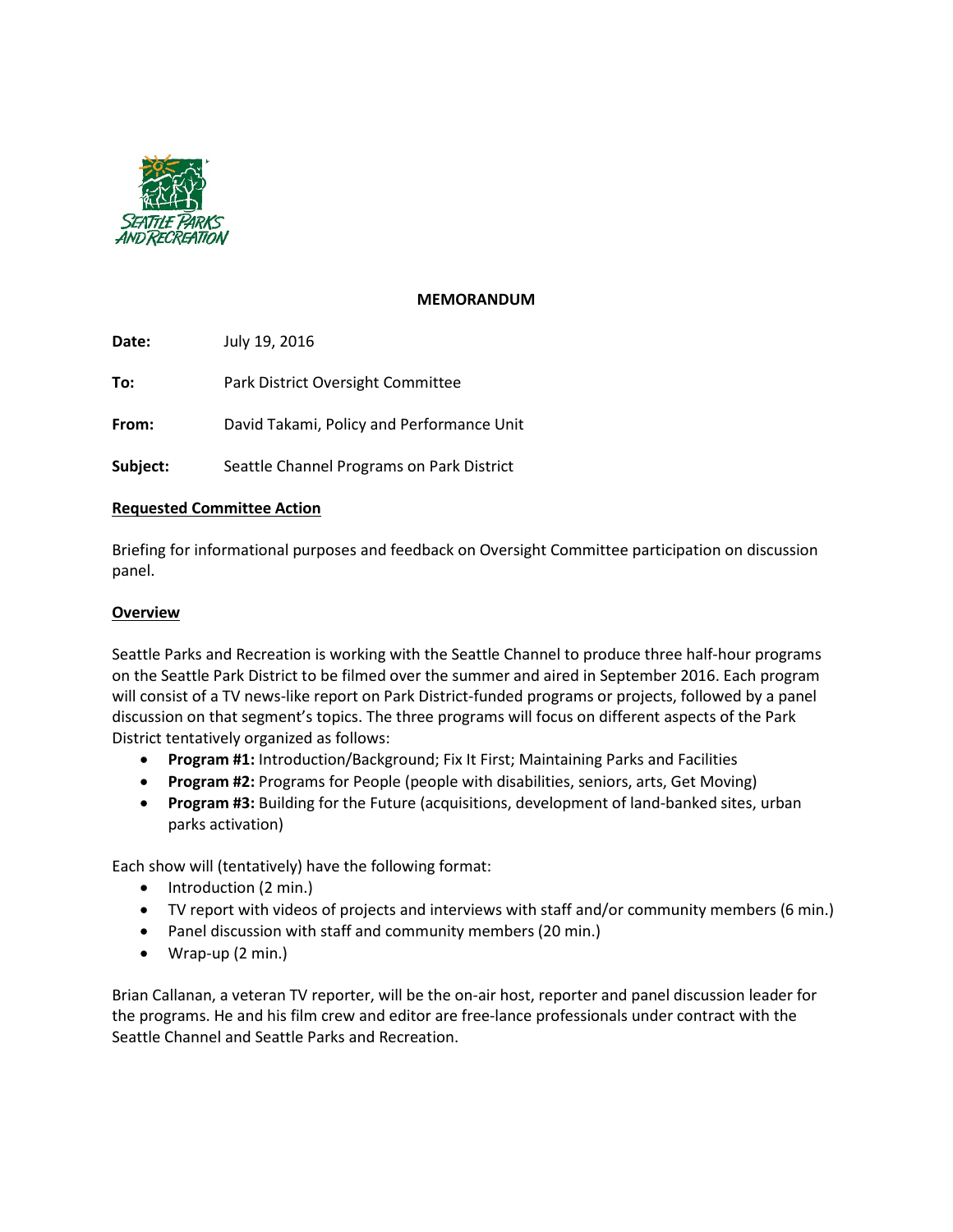SEATTLE PARKS AND RECREATION

**MEMORANDUM**

**Date:** July 19, 2016

**To:** Park District Oversight Committee

**From:** David Takami, Policy and Performance Unit

**Subject:** Seattle Channel Programs on Park District

## Requested Committee Action

Briefing for informational purposes and feedback on Oversight Committee participation on discussion panel.

## Overview

Seattle Parks and Recreation is working with the Seattle Channel to produce three half-hour programs on the Seattle Park District to be filmed over the summer and aired in September 2016. Each program will consist of a TV news-like report on Park District-funded programs or projects, followed by a panel discussion on that segment's topics. The three programs will focus on different aspects of the Park District tentatively organized as follows:

- **Program #1:** Introduction/Background; Fix It First; Maintaining Parks and Facilities
- **Program #2:** Programs for People (people with disabilities, seniors, arts, Get Moving)
- **Program #3:** Building for the Future (acquisitions, development of land-banked sites, urban parks activation)

Each show will (tentatively) have the following format:

- Introduction (2 min.)
- TV report with videos of projects and interviews with staff and/or community members (6 min.)
- Panel discussion with staff and community members (20 min.)
- Wrap-up (2 min.)

Brian Callanan, a veteran TV reporter, will be the on-air host, reporter and panel discussion leader for the programs. He and his film crew and editor are free-lance professionals under contract with the Seattle Channel and Seattle Parks and Recreation.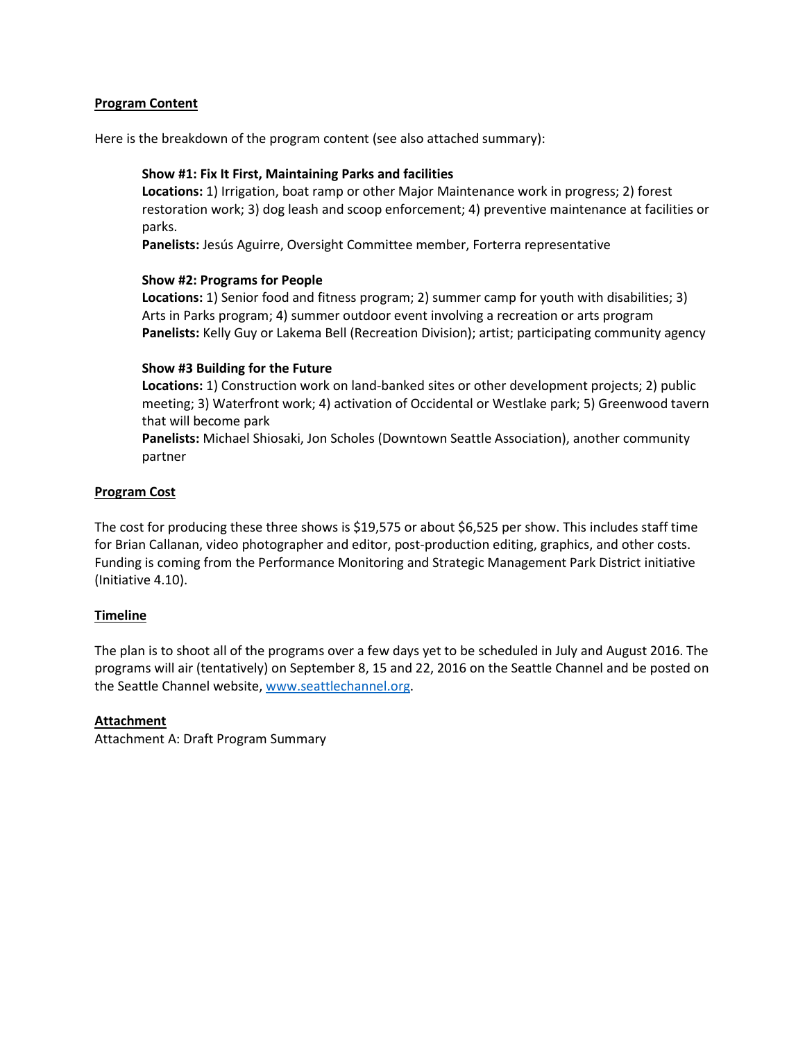**Program Content**

Here is the breakdown of the program content (see also attached summary):

> **Show #1: Fix It First, Maintaining Parks and facilities**
> **Locations:** 1) Irrigation, boat ramp or other Major Maintenance work in progress; 2) forest restoration work; 3) dog leash and scoop enforcement; 4) preventive maintenance at facilities or parks.
> **Panelists:** Jesús Aguirre, Oversight Committee member, Forterra representative
>
> **Show #2: Programs for People**
> **Locations:** 1) Senior food and fitness program; 2) summer camp for youth with disabilities; 3) Arts in Parks program; 4) summer outdoor event involving a recreation or arts program
> **Panelists:** Kelly Guy or Lakema Bell (Recreation Division); artist; participating community agency
>
> **Show #3 Building for the Future**
> **Locations:** 1) Construction work on land-banked sites or other development projects; 2) public meeting; 3) Waterfront work; 4) activation of Occidental or Westlake park; 5) Greenwood tavern that will become park
> **Panelists:** Michael Shiosaki, Jon Scholes (Downtown Seattle Association), another community partner

**Program Cost**

The cost for producing these three shows is $19,575 or about $6,525 per show. This includes staff time for Brian Callanan, video photographer and editor, post-production editing, graphics, and other costs. Funding is coming from the Performance Monitoring and Strategic Management Park District initiative (Initiative 4.10).

**Timeline**

The plan is to shoot all of the programs over a few days yet to be scheduled in July and August 2016. The programs will air (tentatively) on September 8, 15 and 22, 2016 on the Seattle Channel and be posted on the Seattle Channel website, [www.seattlechannel.org](www.seattlechannel.org).

**Attachment**
Attachment A: Draft Program Summary